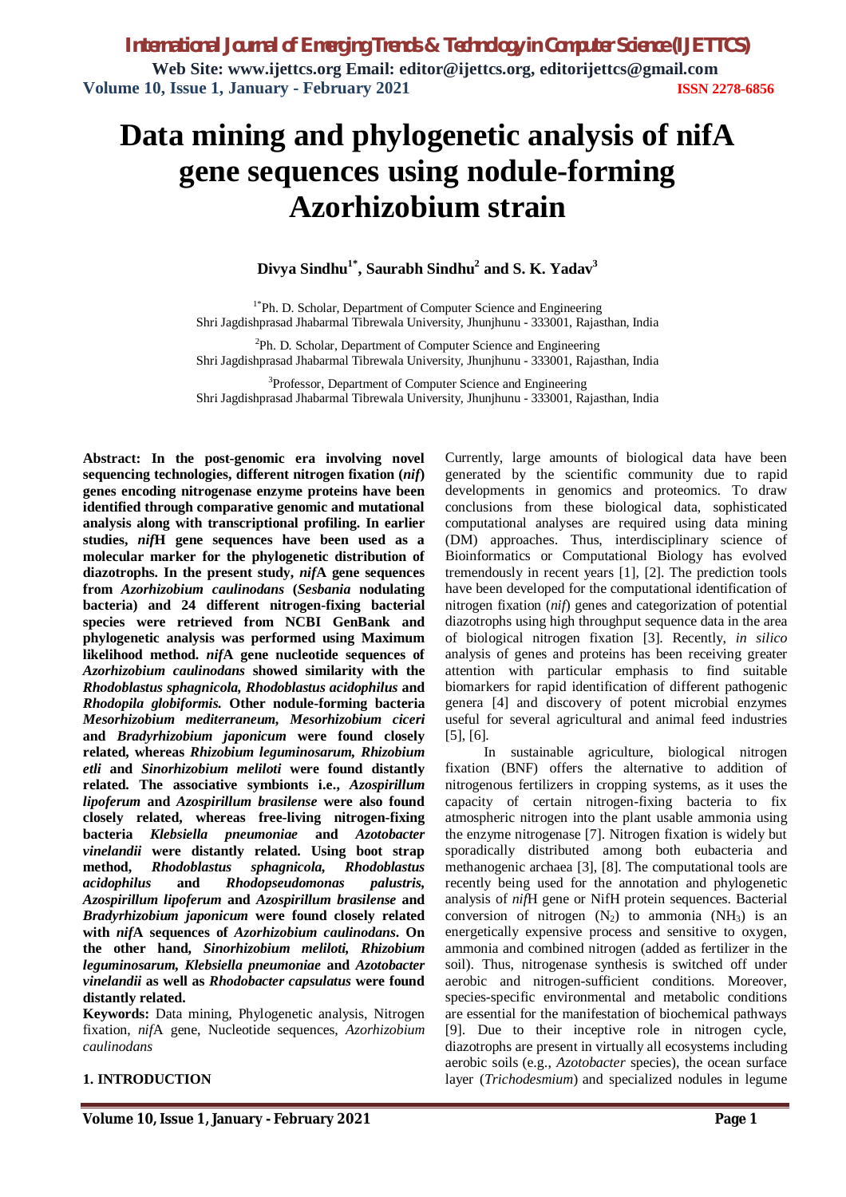# Data mining and phylogenetic analysis of nifA gene sequences using nodule-forming Azorhizobium strain

**Divya Sindhu[1*], Saurabh Sindhu[2] and S. K. Yadav[3]**

[1*]Ph. D. Scholar, Department of Computer Science and Engineering
Shri Jagdishprasad Jhabarmal Tibrewala University, Jhunjhunu - 333001, Rajasthan, India

[2]Ph. D. Scholar, Department of Computer Science and Engineering
Shri Jagdishprasad Jhabarmal Tibrewala University, Jhunjhunu - 333001, Rajasthan, India

[3]Professor, Department of Computer Science and Engineering
Shri Jagdishprasad Jhabarmal Tibrewala University, Jhunjhunu - 333001, Rajasthan, India

**Abstract: In the post-genomic era involving novel sequencing technologies, different nitrogen fixation (*nif*) genes encoding nitrogenase enzyme proteins have been identified through comparative genomic and mutational analysis along with transcriptional profiling. In earlier studies, *nif*H gene sequences have been used as a molecular marker for the phylogenetic distribution of diazotrophs. In the present study, *nif*A gene sequences from *Azorhizobium caulinodans* (*Sesbania* nodulating bacteria) and 24 different nitrogen-fixing bacterial species were retrieved from NCBI GenBank and phylogenetic analysis was performed using Maximum likelihood method. *nif*A gene nucleotide sequences of *Azorhizobium caulinodans* showed similarity with the *Rhodoblastus sphagnicola, Rhodoblastus acidophilus* and *Rhodopila globiformis.* Other nodule-forming bacteria *Mesorhizobium mediterraneum, Mesorhizobium ciceri* and *Bradyrhizobium japonicum* were found closely related, whereas *Rhizobium leguminosarum, Rhizobium etli* and *Sinorhizobium meliloti* were found distantly related. The associative symbionts i.e., *Azospirillum lipoferum* and *Azospirillum brasilense* were also found closely related, whereas free-living nitrogen-fixing bacteria *Klebsiella pneumoniae* and *Azotobacter vinelandii* were distantly related. Using boot strap method, *Rhodoblastus sphagnicola, Rhodoblastus acidophilus* and *Rhodopseudomonas palustris, Azospirillum lipoferum* and *Azospirillum brasilense* and *Bradyrhizobium japonicum* were found closely related with *nif*A sequences of *Azorhizobium caulinodans*. On the other hand, *Sinorhizobium meliloti, Rhizobium leguminosarum, Klebsiella pneumoniae* and *Azotobacter vinelandii* as well as *Rhodobacter capsulatus* were found distantly related.**

**Keywords:** Data mining, Phylogenetic analysis, Nitrogen fixation, *nif*A gene, Nucleotide sequences, *Azorhizobium caulinodans*

## 1. INTRODUCTION

Currently, large amounts of biological data have been generated by the scientific community due to rapid developments in genomics and proteomics. To draw conclusions from these biological data, sophisticated computational analyses are required using data mining (DM) approaches. Thus, interdisciplinary science of Bioinformatics or Computational Biology has evolved tremendously in recent years [1], [2]. The prediction tools have been developed for the computational identification of nitrogen fixation (*nif*) genes and categorization of potential diazotrophs using high throughput sequence data in the area of biological nitrogen fixation [3]. Recently, *in silico* analysis of genes and proteins has been receiving greater attention with particular emphasis to find suitable biomarkers for rapid identification of different pathogenic genera [4] and discovery of potent microbial enzymes useful for several agricultural and animal feed industries [5], [6].

In sustainable agriculture, biological nitrogen fixation (BNF) offers the alternative to addition of nitrogenous fertilizers in cropping systems, as it uses the capacity of certain nitrogen-fixing bacteria to fix atmospheric nitrogen into the plant usable ammonia using the enzyme nitrogenase [7]. Nitrogen fixation is widely but sporadically distributed among both eubacteria and methanogenic archaea [3], [8]. The computational tools are recently being used for the annotation and phylogenetic analysis of *nif*H gene or NifH protein sequences. Bacterial conversion of nitrogen ($N_2$) to ammonia ($NH_3$) is an energetically expensive process and sensitive to oxygen, ammonia and combined nitrogen (added as fertilizer in the soil). Thus, nitrogenase synthesis is switched off under aerobic and nitrogen-sufficient conditions. Moreover, species-specific environmental and metabolic conditions are essential for the manifestation of biochemical pathways [9]. Due to their inceptive role in nitrogen cycle, diazotrophs are present in virtually all ecosystems including aerobic soils (e.g., *Azotobacter* species), the ocean surface layer (*Trichodesmium*) and specialized nodules in legume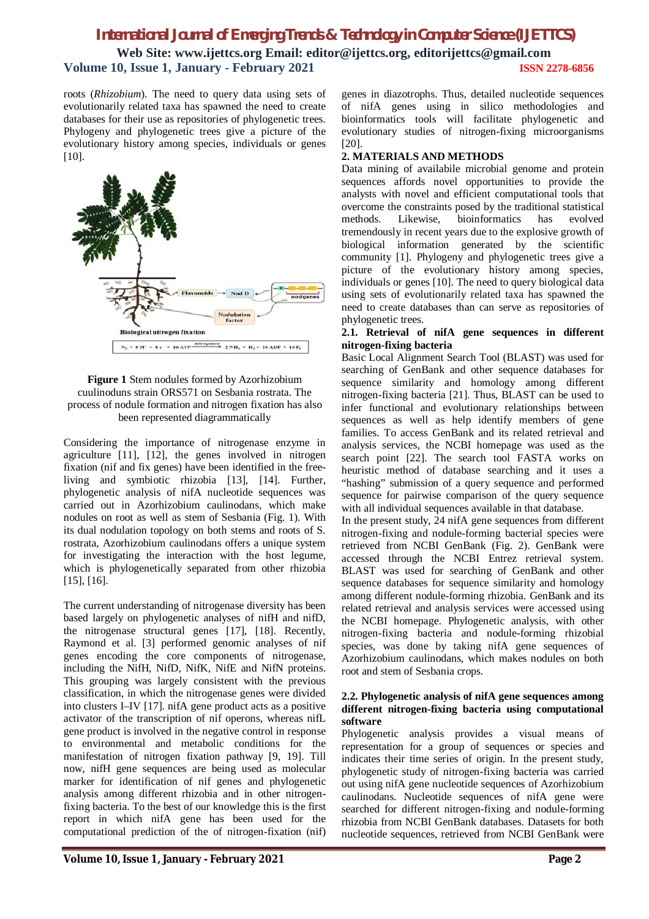roots (*Rhizobium*). The need to query data using sets of evolutionarily related taxa has spawned the need to create databases for their use as repositories of phylogenetic trees. Phylogeny and phylogenetic trees give a picture of the evolutionary history among species, individuals or genes [10].

**Figure 1** Stem nodules formed by Azorhizobium cuulinoduns strain ORS571 on Sesbania rostrata. The process of nodule formation and nitrogen fixation has also been represented diagrammatically

Considering the importance of nitrogenase enzyme in agriculture [11], [12], the genes involved in nitrogen fixation (nif and fix genes) have been identified in the free-living and symbiotic rhizobia [13], [14]. Further, phylogenetic analysis of nifA nucleotide sequences was carried out in Azorhizobium caulinodans, which make nodules on root as well as stem of Sesbania (Fig. 1). With its dual nodulation topology on both stems and roots of S. rostrata, Azorhizobium caulinodans offers a unique system for investigating the interaction with the host legume, which is phylogenetically separated from other rhizobia [15], [16].

The current understanding of nitrogenase diversity has been based largely on phylogenetic analyses of nifH and nifD, the nitrogenase structural genes [17], [18]. Recently, Raymond et al. [3] performed genomic analyses of nif genes encoding the core components of nitrogenase, including the NifH, NifD, NifK, NifE and NifN proteins. This grouping was largely consistent with the previous classification, in which the nitrogenase genes were divided into clusters I–IV [17]. nifA gene product acts as a positive activator of the transcription of nif operons, whereas nifL gene product is involved in the negative control in response to environmental and metabolic conditions for the manifestation of nitrogen fixation pathway [9, 19]. Till now, nifH gene sequences are being used as molecular marker for identification of nif genes and phylogenetic analysis among different rhizobia and in other nitrogen-fixing bacteria. To the best of our knowledge this is the first report in which nifA gene has been used for the computational prediction of the of nitrogen-fixation (nif) genes in diazotrophs. Thus, detailed nucleotide sequences of nifA genes using in silico methodologies and bioinformatics tools will facilitate phylogenetic and evolutionary studies of nitrogen-fixing microorganisms [20].

## 2. MATERIALS AND METHODS

Data mining of availabile microbial genome and protein sequences affords novel opportunities to provide the analysts with novel and efficient computational tools that overcome the constraints posed by the traditional statistical methods. Likewise, bioinformatics has evolved tremendously in recent years due to the explosive growth of biological information generated by the scientific community [1]. Phylogeny and phylogenetic trees give a picture of the evolutionary history among species, individuals or genes [10]. The need to query biological data using sets of evolutionarily related taxa has spawned the need to create databases than can serve as repositories of phylogenetic trees.

### 2.1. Retrieval of nifA gene sequences in different nitrogen-fixing bacteria

Basic Local Alignment Search Tool (BLAST) was used for searching of GenBank and other sequence databases for sequence similarity and homology among different nitrogen-fixing bacteria [21]. Thus, BLAST can be used to infer functional and evolutionary relationships between sequences as well as help identify members of gene families. To access GenBank and its related retrieval and analysis services, the NCBI homepage was used as the search point [22]. The search tool FASTA works on heuristic method of database searching and it uses a "hashing" submission of a query sequence and performed sequence for pairwise comparison of the query sequence with all individual sequences available in that database.

In the present study, 24 nifA gene sequences from different nitrogen-fixing and nodule-forming bacterial species were retrieved from NCBI GenBank (Fig. 2). GenBank were accessed through the NCBI Entrez retrieval system. BLAST was used for searching of GenBank and other sequence databases for sequence similarity and homology among different nodule-forming rhizobia. GenBank and its related retrieval and analysis services were accessed using the NCBI homepage. Phylogenetic analysis, with other nitrogen-fixing bacteria and nodule-forming rhizobial species, was done by taking nifA gene sequences of Azorhizobium caulinodans, which makes nodules on both root and stem of Sesbania crops.

### 2.2. Phylogenetic analysis of nifA gene sequences among different nitrogen-fixing bacteria using computational software

Phylogenetic analysis provides a visual means of representation for a group of sequences or species and indicates their time series of origin. In the present study, phylogenetic study of nitrogen-fixing bacteria was carried out using nifA gene nucleotide sequences of Azorhizobium caulinodans. Nucleotide sequences of nifA gene were searched for different nitrogen-fixing and nodule-forming rhizobia from NCBI GenBank databases. Datasets for both nucleotide sequences, retrieved from NCBI GenBank were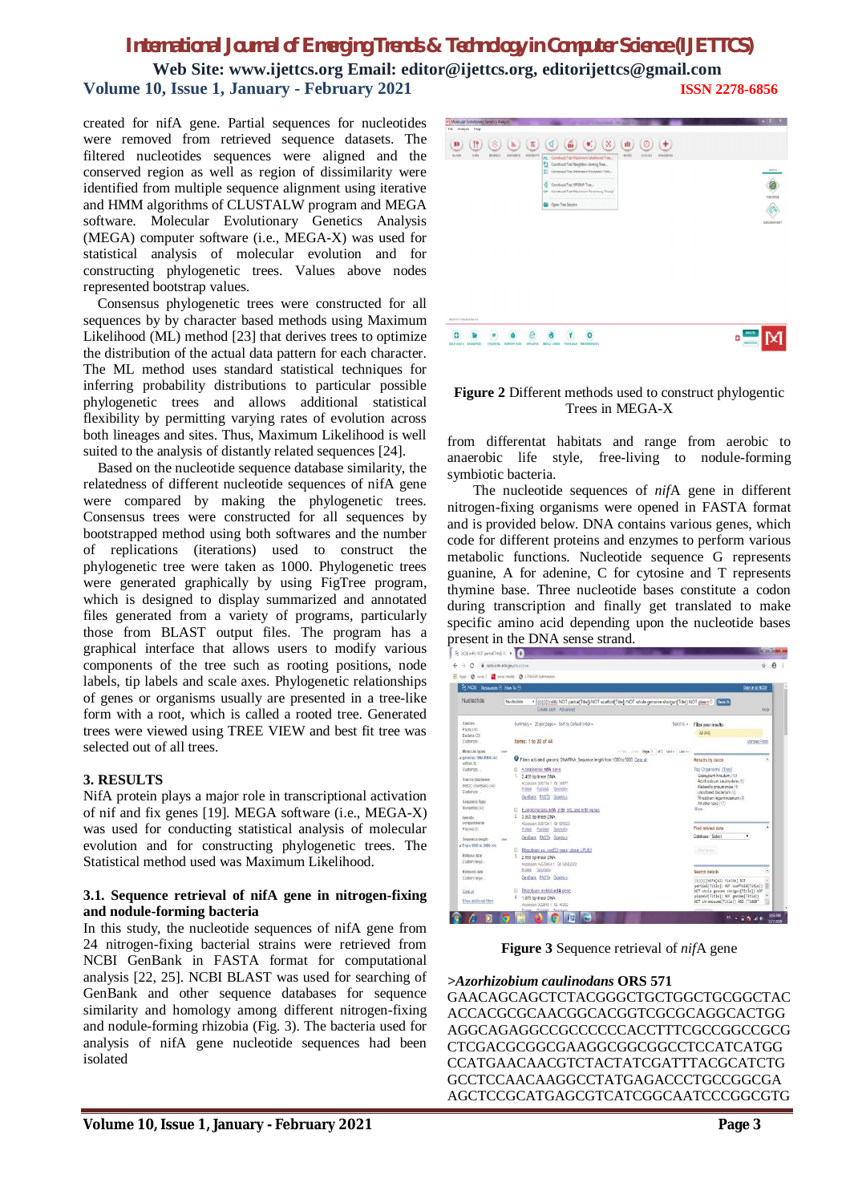created for nifA gene. Partial sequences for nucleotides were removed from retrieved sequence datasets. The filtered nucleotides sequences were aligned and the conserved region as well as region of dissimilarity were identified from multiple sequence alignment using iterative and HMM algorithms of CLUSTALW program and MEGA software. Molecular Evolutionary Genetics Analysis (MEGA) computer software (i.e., MEGA-X) was used for statistical analysis of molecular evolution and for constructing phylogenetic trees. Values above nodes represented bootstrap values.

Consensus phylogenetic trees were constructed for all sequences by by character based methods using Maximum Likelihood (ML) method [23] that derives trees to optimize the distribution of the actual data pattern for each character. The ML method uses standard statistical techniques for inferring probability distributions to particular possible phylogenetic trees and allows additional statistical flexibility by permitting varying rates of evolution across both lineages and sites. Thus, Maximum Likelihood is well suited to the analysis of distantly related sequences [24].

Based on the nucleotide sequence database similarity, the relatedness of different nucleotide sequences of nifA gene were compared by making the phylogenetic trees. Consensus trees were constructed for all sequences by bootstrapped method using both softwares and the number of replications (iterations) used to construct the phylogenetic tree were taken as 1000. Phylogenetic trees were generated graphically by using FigTree program, which is designed to display summarized and annotated files generated from a variety of programs, particularly those from BLAST output files. The program has a graphical interface that allows users to modify various components of the tree such as rooting positions, node labels, tip labels and scale axes. Phylogenetic relationships of genes or organisms usually are presented in a tree-like form with a root, which is called a rooted tree. Generated trees were viewed using TREE VIEW and best fit tree was selected out of all trees.

## 3. RESULTS

NifA protein plays a major role in transcriptional activation of nif and fix genes [19]. MEGA software (i.e., MEGA-X) was used for conducting statistical analysis of molecular evolution and for constructing phylogenetic trees. The Statistical method used was Maximum Likelihood.

### 3.1. Sequence retrieval of nifA gene in nitrogen-fixing and nodule-forming bacteria

In this study, the nucleotide sequences of nifA gene from 24 nitrogen-fixing bacterial strains were retrieved from NCBI GenBank in FASTA format for computational analysis [22, 25]. NCBI BLAST was used for searching of GenBank and other sequence databases for sequence similarity and homology among different nitrogen-fixing and nodule-forming rhizobia (Fig. 3). The bacteria used for analysis of nifA gene nucleotide sequences had been isolated

**Figure 2** Different methods used to construct phylogentic Trees in MEGA-X

from differentat habitats and range from aerobic to anaerobic life style, free-living to nodule-forming symbiotic bacteria.

The nucleotide sequences of *nif*A gene in different nitrogen-fixing organisms were opened in FASTA format and is provided below. DNA contains various genes, which code for different proteins and enzymes to perform various metabolic functions. Nucleotide sequence G represents guanine, A for adenine, C for cytosine and T represents thymine base. Three nucleotide bases constitute a codon during transcription and finally get translated to make specific amino acid depending upon the nucleotide bases present in the DNA sense strand.

**Figure 3** Sequence retrieval of *nif*A gene

>***Azorhizobium caulinodans* ORS 571**
GAACAGCAGCTCTACGGGCTGCTGGCTGCGGCTAC
ACCACGCGCAACGGCACGGTCGCGCAGGCACTGG
AGGCAGAGGCCGCCCCCCACCTTTCGCCGGCCGCG
CTCGACGCGGCGAAGGCGGCGGCCTCCATCATGG
CCATGAACAACGTCTACTATCGATTTACGCATCTG
GCCTCCAACAAGGCCTATGAGACCCTGCCGGCGA
AGCTCCGCATGAGCGTCATCGGCAATCCCGGCGTG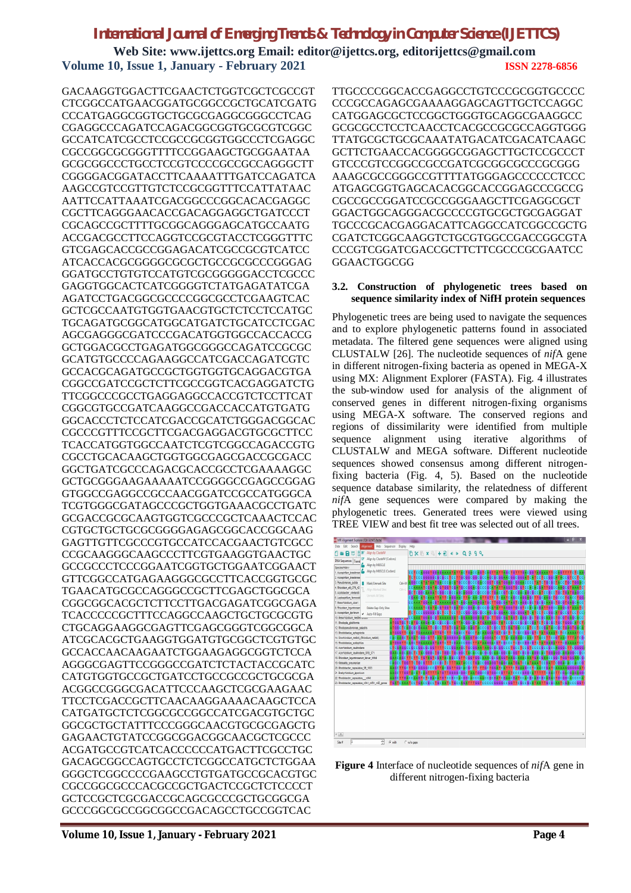GACAAGGTGGACTTCGAACTCTGGTCGCTCGCCGT
CTCGGCCATGAACGGATGCGGCCGCTGCATCGATG
CCCATGAGGCGGTGCTGCGCGAGGCGGGCCTCAG
CGAGGCCCAGATCCAGACGGCGGTGCGCGTCGGC
GCCATCATCGCCTCCGCCGCGGTGGCCCTCGAGGC
CGCCGGCGCGGGTTTTCCGGAAGCTGCGGAATAA
GCGCGGCCCTGCCTCCGTCCCCGCCGCCAGGGCTT
CGGGGACGGATACCTTCAAAATTTGATCCAGATCA
AAGCCGTCCGTTGTCTCCGCGGTTTCCATTATAAC
AATTCCATTAAATCGACGGCCCGGCACACGAGGC
CGCTTCAGGGAACACCGACAGGAGGCTGATCCCT
CGCAGCCGCTTTTGCGGCAGGGAGCATGCCAATG
ACCGACGCCTTCCAGGTCCGCGTACCTCGGGTTTC
GTCGAGCACCGCCGGAGACATCGCCGCGTCATCC
ATCACCACGCGGGGCGCGCTGCCGCGCCCGGGAG
GGATGCCTGTGTCCATGTCGCGGGGGACCTCGCCC
GAGGTGGCACTCATCGGGGTCTATGAGATATCGA
AGATCCTGACGGCGCCCCGGCGCCTCGAAGTCAC
GCTCGCCAATGTGGTGAACGTGCTCTCCTCCATGC
TGCAGATGCGGCATGGCATGATCTGCATCCTCGAC
AGCGAGGGCGATCCCGACATGGTGGCCACCACCG
GCTGGACGCCTGAGATGGCGGGCCAGATCCGCGC
GCATGTGCCCCAGAAGGCCATCGACCAGATCGTC
GCCACGCAGATGCCGCTGGTGGTGCAGGACGTGA
CGGCCGATCCGCTCTTCGCCGGTCACGAGGATCTG
TTCGGCCCGCCTGAGGAGGCCACCGTCTCCTTCAT
CGGCGTGCCGATCAAGGCCGACCACCATGTGATG
GGCACCCTCTCCATCGACCGCATCTGGGACGGCAC
CGCCCGTTTCCGCTTCGACGAGGACGTGCGCTTCC
TCACCATGGTGGCCAATCTCGTCGGCCAGACCGTG
CGCCTGCACAAGCTGGTGGCGAGCGACCGCGACC
GGCTGATCGCCCAGACGCACCGCCTCGAAAAGGC
GCTGCGGGAAGAAAAATCCGGGGCCGAGCCGGAG
GTGGCCGAGGCCGCCAACGGATCCGCCATGGGCA
TCGTGGGCGATAGCCCGCTGGTGAAACGCCTGATC
GCGACCGCGCAAGTGGTCGCCCGCTCAAACTCCAC
CGTGCTGCTGCGCGGGGAGAGCGGCACCGGCAAG
GAGTTGTTCGCCCGTGCCATCCACGAACTGTCGCC
CCGCAAGGGCAAGCCCTTCGTGAAGGTGAACTGC
GCCGCCCTCCCGGAATCGGTGCTGGAATCGGAACT
GTTCGGCCATGAGAAGGGCGCCTTCACCGGTGCGC
TGAACATGCGCCAGGGCCGCTTCGAGCTGGCGCA
CGGCGGCACGCTCTTCCTTGACGAGATCGGCGAGA
TCACCCCCGCTTTCCAGGCCAAGCTGCTGCGCGTG
CTGCAGGAAGGCGAGTTCGAGCGGGTCGGCGGCA
ATCGCACGCTGAAGGTGGATGTGCGGCTCGTGTGC
GCCACCAACAAGAATCTGGAAGAGGCGGTCTCCA
AGGGCGAGTTCCGGGCCGATCTCTACTACCGCATC
CATGTGGTGCCGCTGATCCTGCCGCCGCTGCGCGA
ACGGCCGGGCGACATTCCCAAGCTCGCGAAGAAC
TTCCTCGACCGCTTCAACAAGGAAAACAAGCTCCA
CATGATGCTCTCGGCGCCGGCCATCGACGTGCTGC
GGCGCTGCTATTTCCCGGGCAACGTGCGCGAGCTG
GAGAACTGTATCCGGCGGACGGCAACGCTCGCCC
ACGATGCCGTCATCACCCCCCATGACTTCGCCTGC
GACAGCGGCCAGTGCCTCTCGGCCATGCTCTGGAA
GGGCTCGGCCCCGAAGCCTGTGATGCCGCACGTGC
CGCCGGCGCCCACGCCGCTGACTCCGCTCTCCCCT
GCTCCGCTCGCGACCGCAGCGCCCGCTGCGGCGA
GCCCGGCGCCGGCGGCCGACAGCCTGCCGGTCAC
TTGCCCCGGCACCGAGGCCTGTCCCGCGGTGCCCC
CCCGCCAGAGCGAAAAGGAGCAGTTGCTCCAGGC
CATGGAGCGCTCCGGCTGGGTGCAGGCGAAGGCC
GCGCGCCTCCTCAACCTCACGCCGCGCCAGGTGGG
TTATGCGCTGCGCAAATATGACATCGACATCAAGC
GCTTCTGAACCACGGGGCGGAGCTTGCTCCGCCCT
GTCCCGTCCGGCCGCCGATCGCGGCGCCCGCGGG
AAAGCGCCGGGCCGTTTTATGGGAGCCCCCCTCCC
ATGAGCGGTGAGCACACGGCACCGGAGCCCGCCG
CGCCGCCGGATCCGCCGGGAAGCTTCGAGGCGCT
GGACTGGCAGGGACGCCCCGTGCGCTGCGAGGAT
TGCCCGCACGAGGACATTCAGGCCATCGGCCGCTG
CGATCTCGGCAAGGTCTGCGTGGCCGACCGGCGTA
CCCGTCGGATCGACCGCTTCTTCGCCCGCGAATCC
GGAACTGGCGG

### 3.2. Construction of phylogenetic trees based on sequence similarity index of NifH protein sequences

Phylogenetic trees are being used to navigate the sequences and to explore phylogenetic patterns found in associated metadata. The filtered gene sequences were aligned using CLUSTALW [26]. The nucleotide sequences of *nif*A gene in different nitrogen-fixing bacteria as opened in MEGA-X using MX: Alignment Explorer (FASTA). Fig. 4 illustrates the sub-window used for analysis of the alignment of conserved genes in different nitrogen-fixing organisms using MEGA-X software. The conserved regions and regions of dissimilarity were identified from multiple sequence alignment using iterative algorithms of CLUSTALW and MEGA software. Different nucleotide sequences showed consensus among different nitrogen-fixing bacteria (Fig. 4, 5). Based on the nucleotide sequence database similarity, the relatedness of different *nif*A gene sequences were compared by making the phylogenetic trees. Generated trees were viewed using TREE VIEW and best fit tree was selected out of all trees.

**Figure 4** Interface of nucleotide sequences of *nif*A gene in different nitrogen-fixing bacteria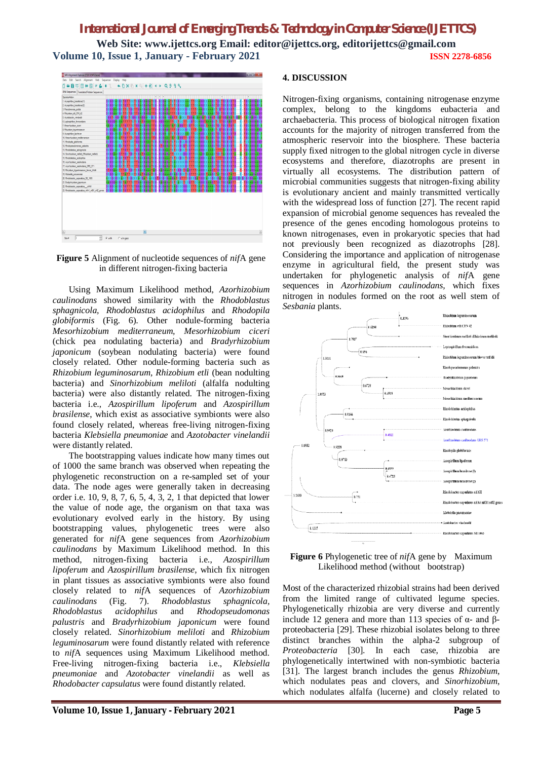**Figure 5** Alignment of nucleotide sequences of *nif*A gene in different nitrogen-fixing bacteria

Using Maximum Likelihood method, *Azorhizobium caulinodans* showed similarity with the *Rhodoblastus sphagnicola*, *Rhodoblastus acidophilus* and *Rhodopila globiformis* (Fig. 6). Other nodule-forming bacteria *Mesorhizobium mediterraneum*, *Mesorhizobium ciceri* (chick pea nodulating bacteria) and *Bradyrhizobium japonicum* (soybean nodulating bacteria) were found closely related. Other nodule-forming bacteria such as *Rhizobium leguminosarum*, *Rhizobium etli* (bean nodulting bacteria) and *Sinorhizobium meliloti* (alfalfa nodulting bacteria) were also distantly related. The nitrogen-fixing bacteria i.e., *Azospirillum lipoferum* and *Azospirillum brasilense*, which exist as associative symbionts were also found closely related, whereas free-living nitrogen-fixing bacteria *Klebsiella pneumoniae* and *Azotobacter vinelandii* were distantly related.

The bootstrapping values indicate how many times out of 1000 the same branch was observed when repeating the phylogenetic reconstruction on a re-sampled set of your data. The node ages were generally taken in decreasing order i.e. 10, 9, 8, 7, 6, 5, 4, 3, 2, 1 that depicted that lower the value of node age, the organism on that taxa was evolutionary evolved early in the history. By using bootstrapping values, phylogenetic trees were also generated for *nif*A gene sequences from *Azorhizobium caulinodans* by Maximum Likelihood method. In this method, nitrogen-fixing bacteria i.e., *Azospirillum lipoferum* and *Azospirillum brasilense*, which fix nitrogen in plant tissues as associative symbionts were also found closely related to *nif*A sequences of *Azorhizobium caulinodans* (Fig. 7). *Rhodoblastus sphagnicola*, *Rhodoblastus acidophilus* and *Rhodopseudomonas palustris* and *Bradyrhizobium japonicum* were found closely related. *Sinorhizobium meliloti* and *Rhizobium leguminosarum* were found distantly related with reference to *nif*A sequences using Maximum Likelihood method. Free-living nitrogen-fixing bacteria i.e., *Klebsiella pneumoniae* and *Azotobacter vinelandii* as well as *Rhodobacter capsulatus* were found distantly related.

## 4. DISCUSSION

Nitrogen-fixing organisms, containing nitrogenase enzyme complex, belong to the kingdoms eubacteria and archaebacteria. This process of biological nitrogen fixation accounts for the majority of nitrogen transferred from the atmospheric reservoir into the biosphere. These bacteria supply fixed nitrogen to the global nitrogen cycle in diverse ecosystems and therefore, diazotrophs are present in virtually all ecosystems. The distribution pattern of microbial communities suggests that nitrogen-fixing ability is evolutionary ancient and mainly transmitted vertically with the widespread loss of function [27]. The recent rapid expansion of microbial genome sequences has revealed the presence of the genes encoding homologous proteins to known nitrogenases, even in prokaryotic species that had not previously been recognized as diazotrophs [28]. Considering the importance and application of nitrogenase enzyme in agricultural field, the present study was undertaken for phylogenetic analysis of *nif*A gene sequences in *Azorhizobium caulinodans,* which fixes nitrogen in nodules formed on the root as well stem of *Sesbania* plants.

**Figure 6** Phylogenetic tree of *nif*A gene by Maximum Likelihood method (without bootstrap)

Most of the characterized rhizobial strains had been derived from the limited range of cultivated legume species. Phylogenetically rhizobia are very diverse and currently include 12 genera and more than 113 species of α- and β-proteobacteria [29]. These rhizobial isolates belong to three distinct branches within the alpha-2 subgroup of *Proteobacteria* [30]. In each case, rhizobia are phylogenetically intertwined with non-symbiotic bacteria [31]. The largest branch includes the genus *Rhizobium*, which nodulates peas and clovers, and *Sinorhizobium*, which nodulates alfalfa (lucerne) and closely related to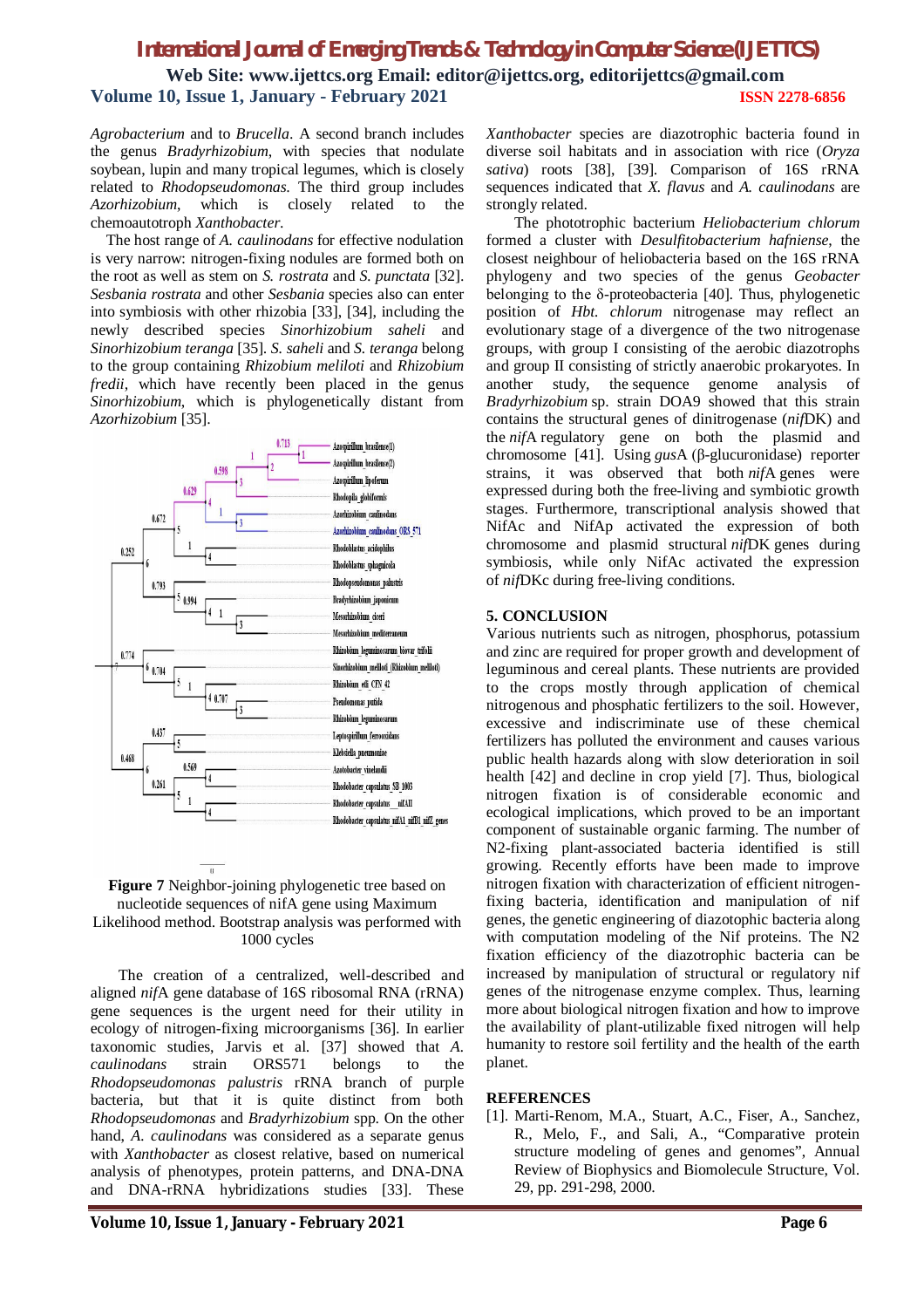*Agrobacterium* and to *Brucella*. A second branch includes the genus *Bradyrhizobium*, with species that nodulate soybean, lupin and many tropical legumes, which is closely related to *Rhodopseudomonas*. The third group includes *Azorhizobium*, which is closely related to the chemoautotroph *Xanthobacter*.

The host range of *A. caulinodans* for effective nodulation is very narrow: nitrogen-fixing nodules are formed both on the root as well as stem on *S. rostrata* and *S. punctata* [32]. *Sesbania rostrata* and other *Sesbania* species also can enter into symbiosis with other rhizobia [33], [34], including the newly described species *Sinorhizobium saheli* and *Sinorhizobium teranga* [35]. *S. saheli* and *S. teranga* belong to the group containing *Rhizobium meliloti* and *Rhizobium fredii*, which have recently been placed in the genus *Sinorhizobium*, which is phylogenetically distant from *Azorhizobium* [35].

**Figure 7** Neighbor-joining phylogenetic tree based on nucleotide sequences of nifA gene using Maximum Likelihood method. Bootstrap analysis was performed with 1000 cycles

The creation of a centralized, well-described and aligned *nif*A gene database of 16S ribosomal RNA (rRNA) gene sequences is the urgent need for their utility in ecology of nitrogen-fixing microorganisms [36]. In earlier taxonomic studies, Jarvis et al. [37] showed that *A. caulinodans* strain ORS571 belongs to the *Rhodopseudomonas palustris* rRNA branch of purple bacteria, but that it is quite distinct from both *Rhodopseudomonas* and *Bradyrhizobium* spp. On the other hand, *A. caulinodans* was considered as a separate genus with *Xanthobacter* as closest relative, based on numerical analysis of phenotypes, protein patterns, and DNA-DNA and DNA-rRNA hybridizations studies [33]. These *Xanthobacter* species are diazotrophic bacteria found in diverse soil habitats and in association with rice (*Oryza sativa*) roots [38], [39]. Comparison of 16S rRNA sequences indicated that *X. flavus* and *A. caulinodans* are strongly related.

The phototrophic bacterium *Heliobacterium chlorum* formed a cluster with *Desulfitobacterium hafniense*, the closest neighbour of heliobacteria based on the 16S rRNA phylogeny and two species of the genus *Geobacter* belonging to the δ-proteobacteria [40]. Thus, phylogenetic position of *Hbt. chlorum* nitrogenase may reflect an evolutionary stage of a divergence of the two nitrogenase groups, with group I consisting of the aerobic diazotrophs and group II consisting of strictly anaerobic prokaryotes. In another study, the sequence genome analysis of *Bradyrhizobium* sp. strain DOA9 showed that this strain contains the structural genes of dinitrogenase (*nif*DK) and the *nif*A regulatory gene on both the plasmid and chromosome [41]. Using *gus*A (β-glucuronidase) reporter strains, it was observed that both *nif*A genes were expressed during both the free-living and symbiotic growth stages. Furthermore, transcriptional analysis showed that NifAc and NifAp activated the expression of both chromosome and plasmid structural *nif*DK genes during symbiosis, while only NifAc activated the expression of *nif*DKc during free-living conditions.

## 5. CONCLUSION

Various nutrients such as nitrogen, phosphorus, potassium and zinc are required for proper growth and development of leguminous and cereal plants. These nutrients are provided to the crops mostly through application of chemical nitrogenous and phosphatic fertilizers to the soil. However, excessive and indiscriminate use of these chemical fertilizers has polluted the environment and causes various public health hazards along with slow deterioration in soil health [42] and decline in crop yield [7]. Thus, biological nitrogen fixation is of considerable economic and ecological implications, which proved to be an important component of sustainable organic farming. The number of N2-fixing plant-associated bacteria identified is still growing. Recently efforts have been made to improve nitrogen fixation with characterization of efficient nitrogen-fixing bacteria, identification and manipulation of nif genes, the genetic engineering of diazotophic bacteria along with computation modeling of the Nif proteins. The N2 fixation efficiency of the diazotrophic bacteria can be increased by manipulation of structural or regulatory nif genes of the nitrogenase enzyme complex. Thus, learning more about biological nitrogen fixation and how to improve the availability of plant-utilizable fixed nitrogen will help humanity to restore soil fertility and the health of the earth planet.

## REFERENCES

[1]. Marti-Renom, M.A., Stuart, A.C., Fiser, A., Sanchez, R., Melo, F., and Sali, A., "Comparative protein structure modeling of genes and genomes", Annual Review of Biophysics and Biomolecule Structure, Vol. 29, pp. 291-298, 2000.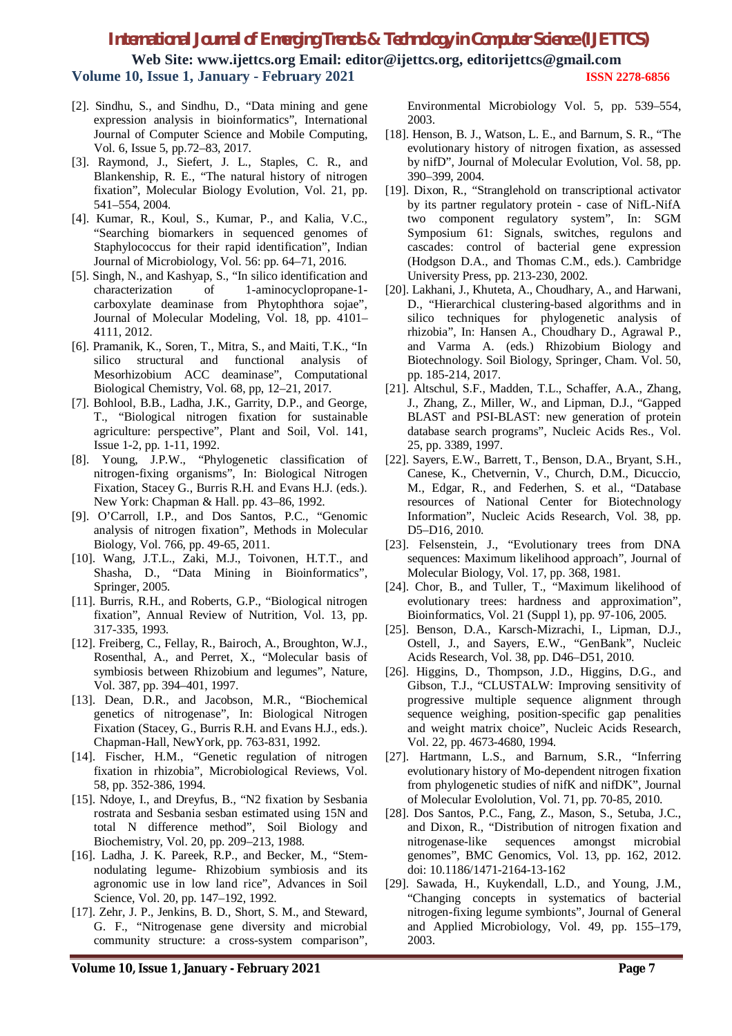[2]. Sindhu, S., and Sindhu, D., "Data mining and gene expression analysis in bioinformatics", International Journal of Computer Science and Mobile Computing, Vol. 6, Issue 5, pp.72–83, 2017.

[3]. Raymond, J., Siefert, J. L., Staples, C. R., and Blankenship, R. E., "The natural history of nitrogen fixation", Molecular Biology Evolution, Vol. 21, pp. 541–554, 2004.

[4]. Kumar, R., Koul, S., Kumar, P., and Kalia, V.C., "Searching biomarkers in sequenced genomes of Staphylococcus for their rapid identification", Indian Journal of Microbiology, Vol. 56: pp. 64–71, 2016.

[5]. Singh, N., and Kashyap, S., "In silico identification and characterization of 1-aminocyclopropane-1-carboxylate deaminase from Phytophthora sojae", Journal of Molecular Modeling, Vol. 18, pp. 4101–4111, 2012.

[6]. Pramanik, K., Soren, T., Mitra, S., and Maiti, T.K., "In silico structural and functional analysis of Mesorhizobium ACC deaminase", Computational Biological Chemistry, Vol. 68, pp, 12–21, 2017.

[7]. Bohlool, B.B., Ladha, J.K., Garrity, D.P., and George, T., "Biological nitrogen fixation for sustainable agriculture: perspective", Plant and Soil, Vol. 141, Issue 1-2, pp. 1-11, 1992.

[8]. Young, J.P.W., "Phylogenetic classification of nitrogen-fixing organisms", In: Biological Nitrogen Fixation, Stacey G., Burris R.H. and Evans H.J. (eds.). New York: Chapman & Hall. pp. 43–86, 1992.

[9]. O'Carroll, I.P., and Dos Santos, P.C., "Genomic analysis of nitrogen fixation", Methods in Molecular Biology, Vol. 766, pp. 49-65, 2011.

[10]. Wang, J.T.L., Zaki, M.J., Toivonen, H.T.T., and Shasha, D., "Data Mining in Bioinformatics", Springer, 2005.

[11]. Burris, R.H., and Roberts, G.P., "Biological nitrogen fixation", Annual Review of Nutrition, Vol. 13, pp. 317-335, 1993.

[12]. Freiberg, C., Fellay, R., Bairoch, A., Broughton, W.J., Rosenthal, A., and Perret, X., "Molecular basis of symbiosis between Rhizobium and legumes", Nature, Vol. 387, pp. 394–401, 1997.

[13]. Dean, D.R., and Jacobson, M.R., "Biochemical genetics of nitrogenase", In: Biological Nitrogen Fixation (Stacey, G., Burris R.H. and Evans H.J., eds.). Chapman-Hall, NewYork, pp. 763-831, 1992.

[14]. Fischer, H.M., "Genetic regulation of nitrogen fixation in rhizobia", Microbiological Reviews, Vol. 58, pp. 352-386, 1994.

[15]. Ndoye, I., and Dreyfus, B., "N2 fixation by Sesbania rostrata and Sesbania sesban estimated using 15N and total N difference method", Soil Biology and Biochemistry, Vol. 20, pp. 209–213, 1988.

[16]. Ladha, J. K. Pareek, R.P., and Becker, M., "Stem-nodulating legume- Rhizobium symbiosis and its agronomic use in low land rice", Advances in Soil Science, Vol. 20, pp. 147–192, 1992.

[17]. Zehr, J. P., Jenkins, B. D., Short, S. M., and Steward, G. F., "Nitrogenase gene diversity and microbial community structure: a cross-system comparison", Environmental Microbiology Vol. 5, pp. 539–554, 2003.

[18]. Henson, B. J., Watson, L. E., and Barnum, S. R., "The evolutionary history of nitrogen fixation, as assessed by nifD", Journal of Molecular Evolution, Vol. 58, pp. 390–399, 2004.

[19]. Dixon, R., "Stranglehold on transcriptional activator by its partner regulatory protein - case of NifL-NifA two component regulatory system", In: SGM Symposium 61: Signals, switches, regulons and cascades: control of bacterial gene expression (Hodgson D.A., and Thomas C.M., eds.). Cambridge University Press, pp. 213-230, 2002.

[20]. Lakhani, J., Khuteta, A., Choudhary, A., and Harwani, D., "Hierarchical clustering-based algorithms and in silico techniques for phylogenetic analysis of rhizobia", In: Hansen A., Choudhary D., Agrawal P., and Varma A. (eds.) Rhizobium Biology and Biotechnology. Soil Biology, Springer, Cham. Vol. 50, pp. 185-214, 2017.

[21]. Altschul, S.F., Madden, T.L., Schaffer, A.A., Zhang, J., Zhang, Z., Miller, W., and Lipman, D.J., "Gapped BLAST and PSI-BLAST: new generation of protein database search programs", Nucleic Acids Res., Vol. 25, pp. 3389, 1997.

[22]. Sayers, E.W., Barrett, T., Benson, D.A., Bryant, S.H., Canese, K., Chetvernin, V., Church, D.M., Dicuccio, M., Edgar, R., and Federhen, S. et al., "Database resources of National Center for Biotechnology Information", Nucleic Acids Research, Vol. 38, pp. D5–D16, 2010.

[23]. Felsenstein, J., "Evolutionary trees from DNA sequences: Maximum likelihood approach", Journal of Molecular Biology, Vol. 17, pp. 368, 1981.

[24]. Chor, B., and Tuller, T., "Maximum likelihood of evolutionary trees: hardness and approximation", Bioinformatics, Vol. 21 (Suppl 1), pp. 97-106, 2005.

[25]. Benson, D.A., Karsch-Mizrachi, I., Lipman, D.J., Ostell, J., and Sayers, E.W., "GenBank", Nucleic Acids Research, Vol. 38, pp. D46–D51, 2010.

[26]. Higgins, D., Thompson, J.D., Higgins, D.G., and Gibson, T.J., "CLUSTALW: Improving sensitivity of progressive multiple sequence alignment through sequence weighing, position-specific gap penalities and weight matrix choice", Nucleic Acids Research, Vol. 22, pp. 4673-4680, 1994.

[27]. Hartmann, L.S., and Barnum, S.R., "Inferring evolutionary history of Mo-dependent nitrogen fixation from phylogenetic studies of nifK and nifDK", Journal of Molecular Evololution, Vol. 71, pp. 70-85, 2010.

[28]. Dos Santos, P.C., Fang, Z., Mason, S., Setuba, J.C., and Dixon, R., "Distribution of nitrogen fixation and nitrogenase-like sequences amongst microbial genomes", BMC Genomics, Vol. 13, pp. 162, 2012. doi: 10.1186/1471-2164-13-162

[29]. Sawada, H., Kuykendall, L.D., and Young, J.M., "Changing concepts in systematics of bacterial nitrogen-fixing legume symbionts", Journal of General and Applied Microbiology, Vol. 49, pp. 155–179, 2003.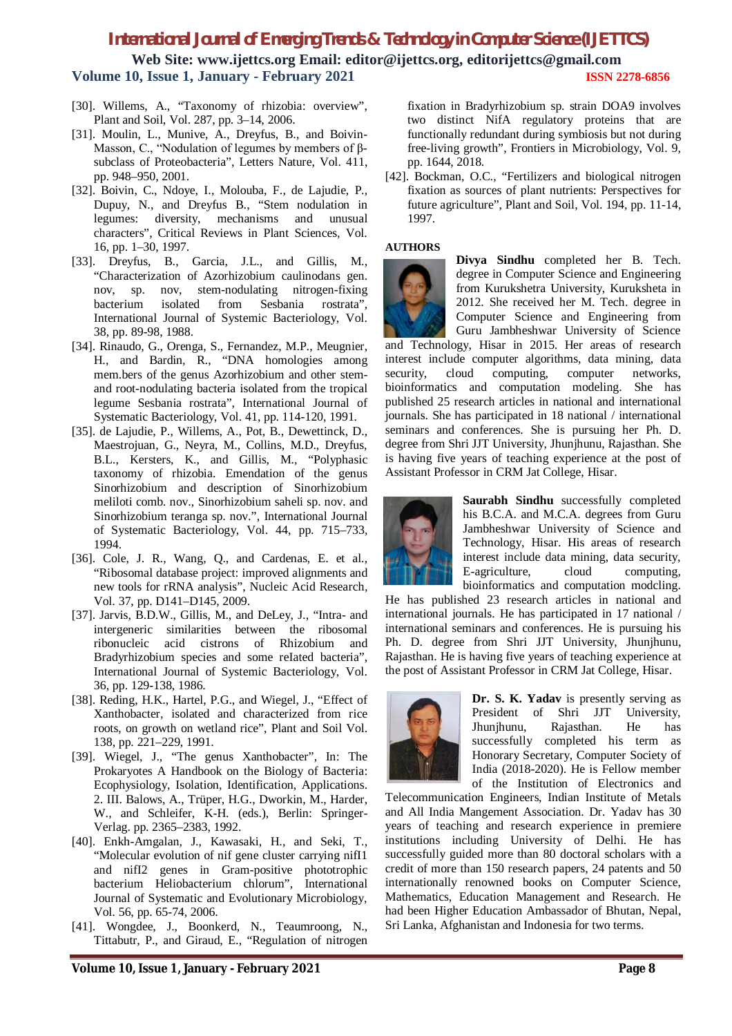[30]. Willems, A., "Taxonomy of rhizobia: overview", Plant and Soil, Vol. 287, pp. 3–14, 2006.

[31]. Moulin, L., Munive, A., Dreyfus, B., and Boivin-Masson, C., "Nodulation of legumes by members of β-subclass of Proteobacteria", Letters Nature, Vol. 411, pp. 948–950, 2001.

[32]. Boivin, C., Ndoye, I., Molouba, F., de Lajudie, P., Dupuy, N., and Dreyfus B., "Stem nodulation in legumes: diversity, mechanisms and unusual characters", Critical Reviews in Plant Sciences, Vol. 16, pp. 1–30, 1997.

[33]. Dreyfus, B., Garcia, J.L., and Gillis, M., "Characterization of Azorhizobium caulinodans gen. nov, sp. nov, stem-nodulating nitrogen-fixing bacterium isolated from Sesbania rostrata", International Journal of Systemic Bacteriology, Vol. 38, pp. 89-98, 1988.

[34]. Rinaudo, G., Orenga, S., Fernandez, M.P., Meugnier, H., and Bardin, R., "DNA homologies among mem.bers of the genus Azorhizobium and other stem-and root-nodulating bacteria isolated from the tropical legume Sesbania rostrata", International Journal of Systematic Bacteriology, Vol. 41, pp. 114-120, 1991.

[35]. de Lajudie, P., Willems, A., Pot, B., Dewettinck, D., Maestrojuan, G., Neyra, M., Collins, M.D., Dreyfus, B.L., Kersters, K., and Gillis, M., "Polyphasic taxonomy of rhizobia. Emendation of the genus Sinorhizobium and description of Sinorhizobium meliloti comb. nov., Sinorhizobium saheli sp. nov. and Sinorhizobium teranga sp. nov.", International Journal of Systematic Bacteriology, Vol. 44, pp. 715–733, 1994.

[36]. Cole, J. R., Wang, Q., and Cardenas, E. et al., "Ribosomal database project: improved alignments and new tools for rRNA analysis", Nucleic Acid Research, Vol. 37, pp. D141–D145, 2009.

[37]. Jarvis, B.D.W., Gillis, M., and DeLey, J., "Intra- and intergeneric similarities between the ribosomal ribonucleic acid cistrons of Rhizobium and Bradyrhizobium species and some reIated bacteria", International Journal of Systemic Bacteriology, Vol. 36, pp. 129-138, 1986.

[38]. Reding, H.K., Hartel, P.G., and Wiegel, J., "Effect of Xanthobacter, isolated and characterized from rice roots, on growth on wetland rice", Plant and Soil Vol. 138, pp. 221–229, 1991.

[39]. Wiegel, J., "The genus Xanthobacter", In: The Prokaryotes A Handbook on the Biology of Bacteria: Ecophysiology, Isolation, Identification, Applications. 2. III. Balows, A., Trüper, H.G., Dworkin, M., Harder, W., and Schleifer, K-H. (eds.), Berlin: Springer-Verlag. pp. 2365–2383, 1992.

[40]. Enkh-Amgalan, J., Kawasaki, H., and Seki, T., "Molecular evolution of nif gene cluster carrying nifI1 and nifI2 genes in Gram-positive phototrophic bacterium Heliobacterium chlorum", International Journal of Systematic and Evolutionary Microbiology, Vol. 56, pp. 65-74, 2006.

[41]. Wongdee, J., Boonkerd, N., Teaumroong, N., Tittabutr, P., and Giraud, E., "Regulation of nitrogen fixation in Bradyrhizobium sp. strain DOA9 involves two distinct NifA regulatory proteins that are functionally redundant during symbiosis but not during free-living growth", Frontiers in Microbiology, Vol. 9, pp. 1644, 2018.

[42]. Bockman, O.C., "Fertilizers and biological nitrogen fixation as sources of plant nutrients: Perspectives for future agriculture", Plant and Soil, Vol. 194, pp. 11-14, 1997.

**AUTHORS**

**Divya Sindhu** completed her B. Tech. degree in Computer Science and Engineering from Kurukshetra University, Kuruksheta in 2012. She received her M. Tech. degree in Computer Science and Engineering from Guru Jambheshwar University of Science and Technology, Hisar in 2015. Her areas of research interest include computer algorithms, data mining, data security, cloud computing, computer networks, bioinformatics and computation modeling. She has published 25 research articles in national and international journals. She has participated in 18 national / international seminars and conferences. She is pursuing her Ph. D. degree from Shri JJT University, Jhunjhunu, Rajasthan. She is having five years of teaching experience at the post of Assistant Professor in CRM Jat College, Hisar.

**Saurabh Sindhu** successfully completed his B.C.A. and M.C.A. degrees from Guru Jambheshwar University of Science and Technology, Hisar. His areas of research interest include data mining, data security, E-agriculture, cloud computing, bioinformatics and computation modcling. He has published 23 research articles in national and international journals. He has participated in 17 national / international seminars and conferences. He is pursuing his Ph. D. degree from Shri JJT University, Jhunjhunu, Rajasthan. He is having five years of teaching experience at the post of Assistant Professor in CRM Jat College, Hisar.

**Dr. S. K. Yadav** is presently serving as President of Shri JJT University, Jhunjhunu, Rajasthan. He has successfully completed his term as Honorary Secretary, Computer Society of India (2018-2020). He is Fellow member of the Institution of Electronics and Telecommunication Engineers, Indian Institute of Metals and All India Mangement Association. Dr. Yadav has 30 years of teaching and research experience in premiere institutions including University of Delhi. He has successfully guided more than 80 doctoral scholars with a credit of more than 150 research papers, 24 patents and 50 internationally renowned books on Computer Science, Mathematics, Education Management and Research. He had been Higher Education Ambassador of Bhutan, Nepal, Sri Lanka, Afghanistan and Indonesia for two terms.